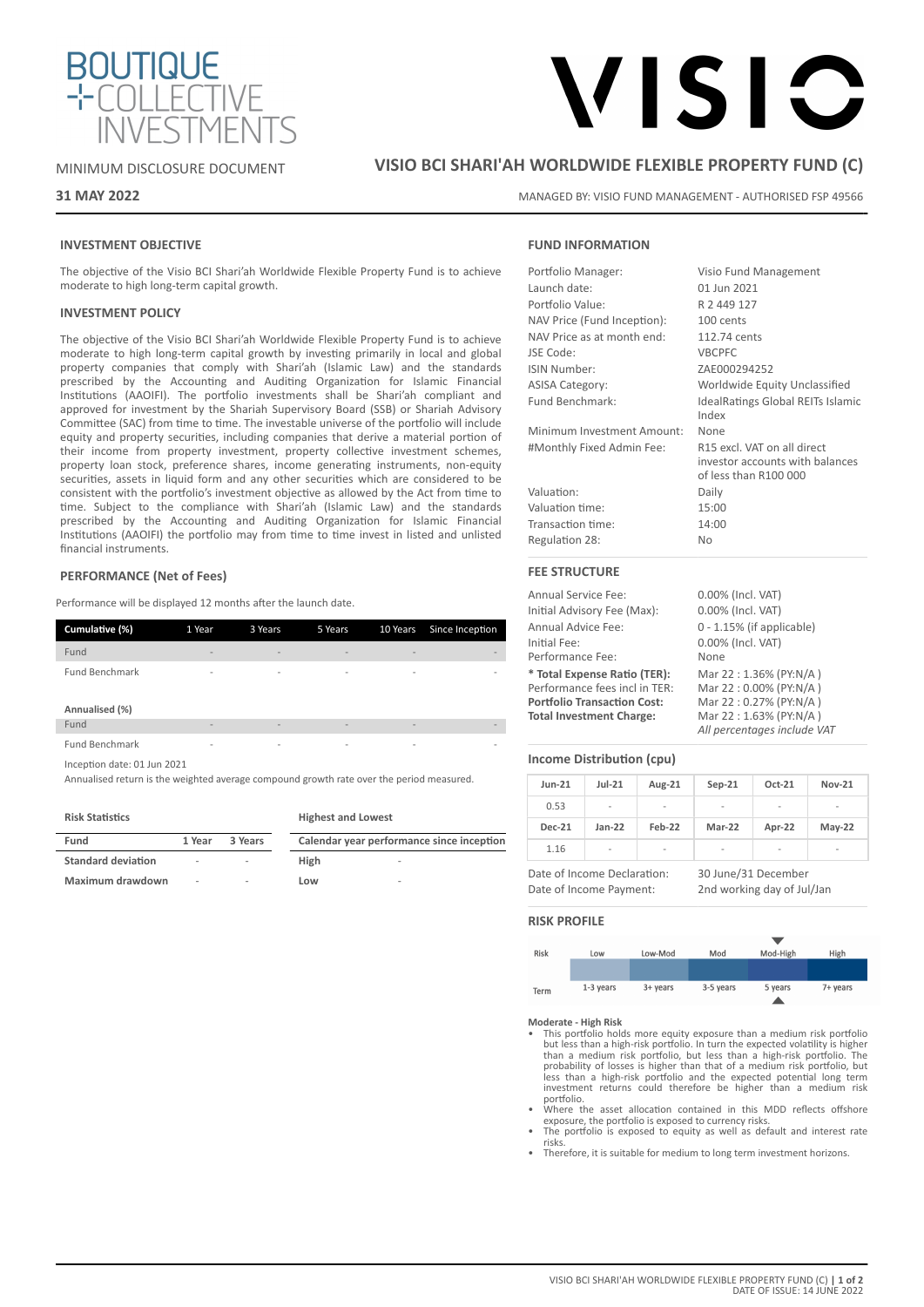BOUTIQUE COLLECTIVE INVESTMENTS

VISIO

MINIMUM DISCLOSURE DOCUMENT

# VISIO BCI SHARI'AH WORLDWIDE FLEXIBLE PROPERTY FUND (C)

**31 MAY 2022**

MANAGED BY: VISIO FUND MANAGEMENT - AUTHORISED FSP 49566

## INVESTMENT OBJECTIVE

The objective of the Visio BCI Shari'ah Worldwide Flexible Property Fund is to achieve moderate to high long-term capital growth.

## INVESTMENT POLICY

The objective of the Visio BCI Shari'ah Worldwide Flexible Property Fund is to achieve moderate to high long-term capital growth by investing primarily in local and global property companies that comply with Shari'ah (Islamic Law) and the standards prescribed by the Accounting and Auditing Organization for Islamic Financial Institutions (AAOIFI). The portfolio investments shall be Shari'ah compliant and approved for investment by the Shariah Supervisory Board (SSB) or Shariah Advisory Committee (SAC) from time to time. The investable universe of the portfolio will include equity and property securities, including companies that derive a material portion of their income from property investment, property collective investment schemes, property loan stock, preference shares, income generating instruments, non-equity securities, assets in liquid form and any other securities which are considered to be consistent with the portfolio's investment objective as allowed by the Act from time to time. Subject to the compliance with Shari'ah (Islamic Law) and the standards prescribed by the Accounting and Auditing Organization for Islamic Financial Institutions (AAOIFI) the portfolio may from time to time invest in listed and unlisted financial instruments.

## PERFORMANCE (Net of Fees)

Performance will be displayed 12 months after the launch date.

| Cumulative (%) | 1 Year | 3 Years | 5 Years | 10 Years | Since Inception |
|---|---|---|---|---|---|
| Fund | - | - | - | - | - |
| Fund Benchmark | - | - | - | - | - |

| Annualised (%) | | | | | |
|---|---|---|---|---|---|
| Fund | - | - | - | - | - |
| Fund Benchmark | - | - | - | - | - |

Inception date: 01 Jun 2021

Annualised return is the weighted average compound growth rate over the period measured.

**Risk Statistics**

| Fund | 1 Year | 3 Years |
|---|---|---|
| Standard deviation | - | - |
| Maximum drawdown | - | - |

**Highest and Lowest**

| Calendar year performance since inception | |
|---|---|
| High | - |
| Low | - |

## FUND INFORMATION

| | |
|---|---|
| Portfolio Manager: | Visio Fund Management |
| Launch date: | 01 Jun 2021 |
| Portfolio Value: | R 2 449 127 |
| NAV Price (Fund Inception): | 100 cents |
| NAV Price as at month end: | 112.74 cents |
| JSE Code: | VBCPFC |
| ISIN Number: | ZAE000294252 |
| ASISA Category: | Worldwide Equity Unclassified |
| Fund Benchmark: | IdealRatings Global REITs Islamic Index |
| Minimum Investment Amount: | None |
| #Monthly Fixed Admin Fee: | R15 excl. VAT on all direct investor accounts with balances of less than R100 000 |
| Valuation: | Daily |
| Valuation time: | 15:00 |
| Transaction time: | 14:00 |
| Regulation 28: | No |

## FEE STRUCTURE

| | |
|---|---|
| Annual Service Fee: | 0.00% (Incl. VAT) |
| Initial Advisory Fee (Max): | 0.00% (Incl. VAT) |
| Annual Advice Fee: | 0 - 1.15% (if applicable) |
| Initial Fee: | 0.00% (Incl. VAT) |
| Performance Fee: | None |
| **\* Total Expense Ratio (TER):** | Mar 22 : 1.36% (PY:N/A ) |
| Performance fees incl in TER: | Mar 22 : 0.00% (PY:N/A ) |
| **Portfolio Transaction Cost:** | Mar 22 : 0.27% (PY:N/A ) |
| **Total Investment Charge:** | Mar 22 : 1.63% (PY:N/A ) |
| | *All percentages include VAT* |

## Income Distribution (cpu)

| Jun-21 | Jul-21 | Aug-21 | Sep-21 | Oct-21 | Nov-21 |
|---|---|---|---|---|---|
| 0.53 | - | - | - | - | - |
| **Dec-21** | **Jan-22** | **Feb-22** | **Mar-22** | **Apr-22** | **May-22** |
| 1.16 | - | - | - | - | - |

| | |
|---|---|
| Date of Income Declaration: | 30 June/31 December |
| Date of Income Payment: | 2nd working day of Jul/Jan |

## RISK PROFILE

| Risk | Low | Low-Mod | Mod | Mod-High | High |
|---|---|---|---|---|---|
| Term | 1-3 years | 3+ years | 3-5 years | 5 years | 7+ years |

**Moderate - High Risk**

- This portfolio holds more equity exposure than a medium risk portfolio but less than a high-risk portfolio. In turn the expected volatility is higher than a medium risk portfolio, but less than a high-risk portfolio. The probability of losses is higher than that of a medium risk portfolio, but less than a high-risk portfolio and the expected potential long term investment returns could therefore be higher than a medium risk portfolio.
- Where the asset allocation contained in this MDD reflects offshore exposure, the portfolio is exposed to currency risks.
- The portfolio is exposed to equity as well as default and interest rate risks.
- Therefore, it is suitable for medium to long term investment horizons.

DATE OF ISSUE: 14 JUNE 2022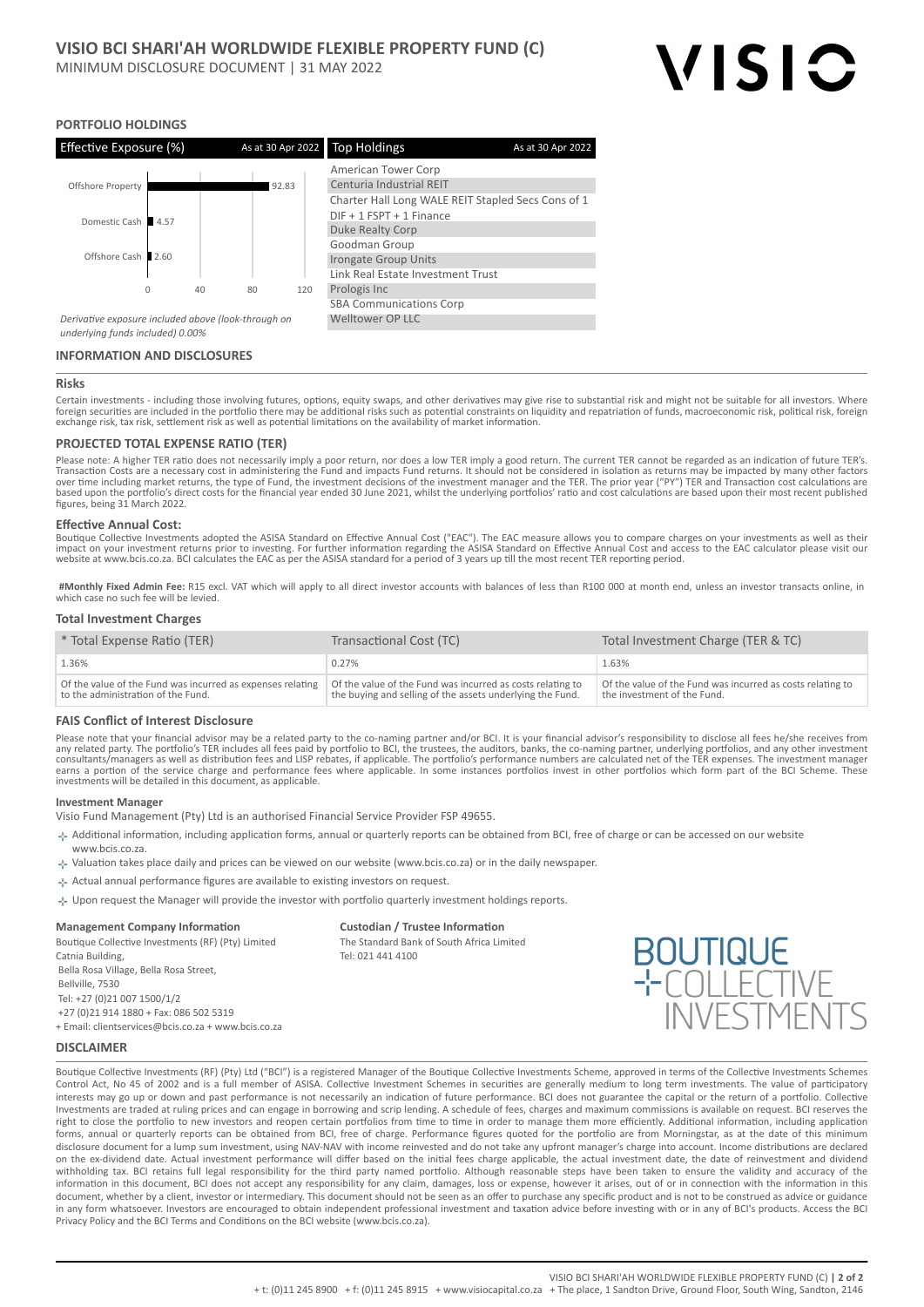## PORTFOLIO HOLDINGS

**Effective Exposure (%)** As at 30 Apr 2022

Offshore Property 92.83
Domestic Cash 4.57
Offshore Cash 2.60
0 40 80 120

*Derivative exposure included above (look-through on underlying funds included) 0.00%*

**Top Holdings** As at 30 Apr 2022

American Tower Corp
Centuria Industrial REIT
Charter Hall Long WALE REIT Stapled Secs Cons of 1 DIF + 1 FSPT + 1 Finance
Duke Realty Corp
Goodman Group
Irongate Group Units
Link Real Estate Investment Trust
Prologis Inc
SBA Communications Corp
Welltower OP LLC

## INFORMATION AND DISCLOSURES

### Risks

Certain investments - including those involving futures, options, equity swaps, and other derivatives may give rise to substantial risk and might not be suitable for all investors. Where foreign securities are included in the portfolio there may be additional risks such as potential constraints on liquidity and repatriation of funds, macroeconomic risk, political risk, foreign exchange risk, tax risk, settlement risk as well as potential limitations on the availability of market information.

### PROJECTED TOTAL EXPENSE RATIO (TER)

Please note: A higher TER ratio does not necessarily imply a poor return, nor does a low TER imply a good return. The current TER cannot be regarded as an indication of future TER's. Transaction Costs are a necessary cost in administering the Fund and impacts Fund returns. It should not be considered in isolation as returns may be impacted by many other factors over time including market returns, the type of Fund, the investment decisions of the investment manager and the TER. The prior year ("PY") TER and Transaction cost calculations are based upon the portfolio's direct costs for the financial year ended 30 June 2021, whilst the underlying portfolios' ratio and cost calculations are based upon their most recent published figures, being 31 March 2022.

### Effective Annual Cost:

Boutique Collective Investments adopted the ASISA Standard on Effective Annual Cost ("EAC"). The EAC measure allows you to compare charges on your investments as well as their impact on your investment returns prior to investing. For further information regarding the ASISA Standard on Effective Annual Cost and access to the EAC calculator please visit our website at www.bcis.co.za. BCI calculates the EAC as per the ASISA standard for a period of 3 years up till the most recent TER reporting period.

**#Monthly Fixed Admin Fee:** R15 excl. VAT which will apply to all direct investor accounts with balances of less than R100 000 at month end, unless an investor transacts online, in which case no such fee will be levied.

### Total Investment Charges

| * Total Expense Ratio (TER) | Transactional Cost (TC) | Total Investment Charge (TER & TC) |
|---|---|---|
| 1.36% | 0.27% | 1.63% |
| Of the value of the Fund was incurred as expenses relating to the administration of the Fund. | Of the value of the Fund was incurred as costs relating to the buying and selling of the assets underlying the Fund. | Of the value of the Fund was incurred as costs relating to the investment of the Fund. |

### FAIS Conflict of Interest Disclosure

Please note that your financial advisor may be a related party to the co-naming partner and/or BCI. It is your financial advisor's responsibility to disclose all fees he/she receives from any related party. The portfolio's TER includes all fees paid by portfolio to BCI, the trustees, the auditors, banks, the co-naming partner, underlying portfolios, and any other investment consultants/managers as well as distribution fees and LISP rebates, if applicable. The portfolio's performance numbers are calculated net of the TER expenses. The investment manager earns a portion of the service charge and performance fees where applicable. In some instances portfolios invest in other portfolios which form part of the BCI Scheme. These investments will be detailed in this document, as applicable.

### Investment Manager

Visio Fund Management (Pty) Ltd is an authorised Financial Service Provider FSP 49655.

- Additional information, including application forms, annual or quarterly reports can be obtained from BCI, free of charge or can be accessed on our website www.bcis.co.za.
- Valuation takes place daily and prices can be viewed on our website (www.bcis.co.za) or in the daily newspaper.
- Actual annual performance figures are available to existing investors on request.
- Upon request the Manager will provide the investor with portfolio quarterly investment holdings reports.

### Management Company Information

Boutique Collective Investments (RF) (Pty) Limited
Catnia Building,
Bella Rosa Village, Bella Rosa Street,
Bellville, 7530
Tel: +27 (0)21 007 1500/1/2
+27 (0)21 914 1880 + Fax: 086 502 5319
+ Email: clientservices@bcis.co.za + www.bcis.co.za

### Custodian / Trustee Information

The Standard Bank of South Africa Limited
Tel: 021 441 4100

## DISCLAIMER

Boutique Collective Investments (RF) (Pty) Ltd ("BCI") is a registered Manager of the Boutique Collective Investments Scheme, approved in terms of the Collective Investments Schemes Control Act, No 45 of 2002 and is a full member of ASISA. Collective Investment Schemes in securities are generally medium to long term investments. The value of participatory interests may go up or down and past performance is not necessarily an indication of future performance. BCI does not guarantee the capital or the return of a portfolio. Collective Investments are traded at ruling prices and can engage in borrowing and scrip lending. A schedule of fees, charges and maximum commissions is available on request. BCI reserves the right to close the portfolio to new investors and reopen certain portfolios from time to time in order to manage them more efficiently. Additional information, including application forms, annual or quarterly reports can be obtained from BCI, free of charge. Performance figures quoted for the portfolio are from Morningstar, as at the date of this minimum disclosure document for a lump sum investment, using NAV-NAV with income reinvested and do not take any upfront manager's charge into account. Income distributions are declared on the ex-dividend date. Actual investment performance will differ based on the initial fees charge applicable, the actual investment date, the date of reinvestment and dividend withholding tax. BCI retains full legal responsibility for the third party named portfolio. Although reasonable steps have been taken to ensure the validity and accuracy of the information in this document, BCI does not accept any responsibility for any claim, damages, loss or expense, however it arises, out of or in connection with the information in this document, whether by a client, investor or intermediary. This document should not be seen as an offer to purchase any specific product and is not to be construed as advice or guidance in any form whatsoever. Investors are encouraged to obtain independent professional investment and taxation advice before investing with or in any of BCI's products. Access the BCI Privacy Policy and the BCI Terms and Conditions on the BCI website (www.bcis.co.za).

+ t: (0)11 245 8900 + f: (0)11 245 8915 + www.visiocapital.co.za + The place, 1 Sandton Drive, Ground Floor, South Wing, Sandton, 2146